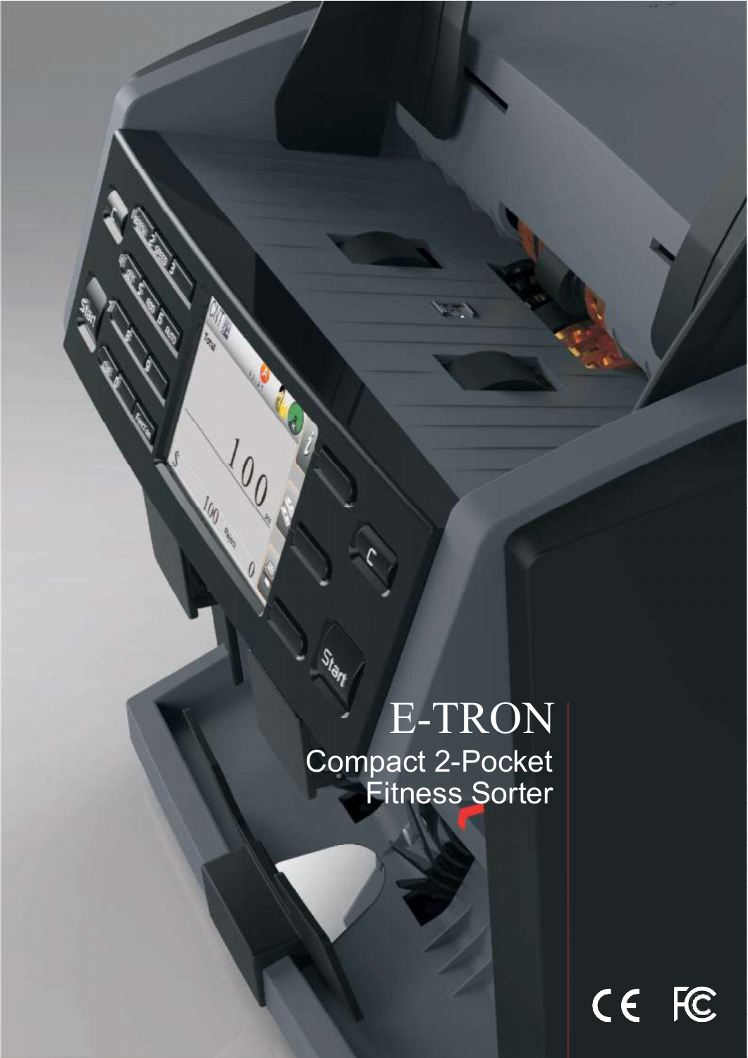# E-TRON

Compact 2-Pocket Fitness Sorter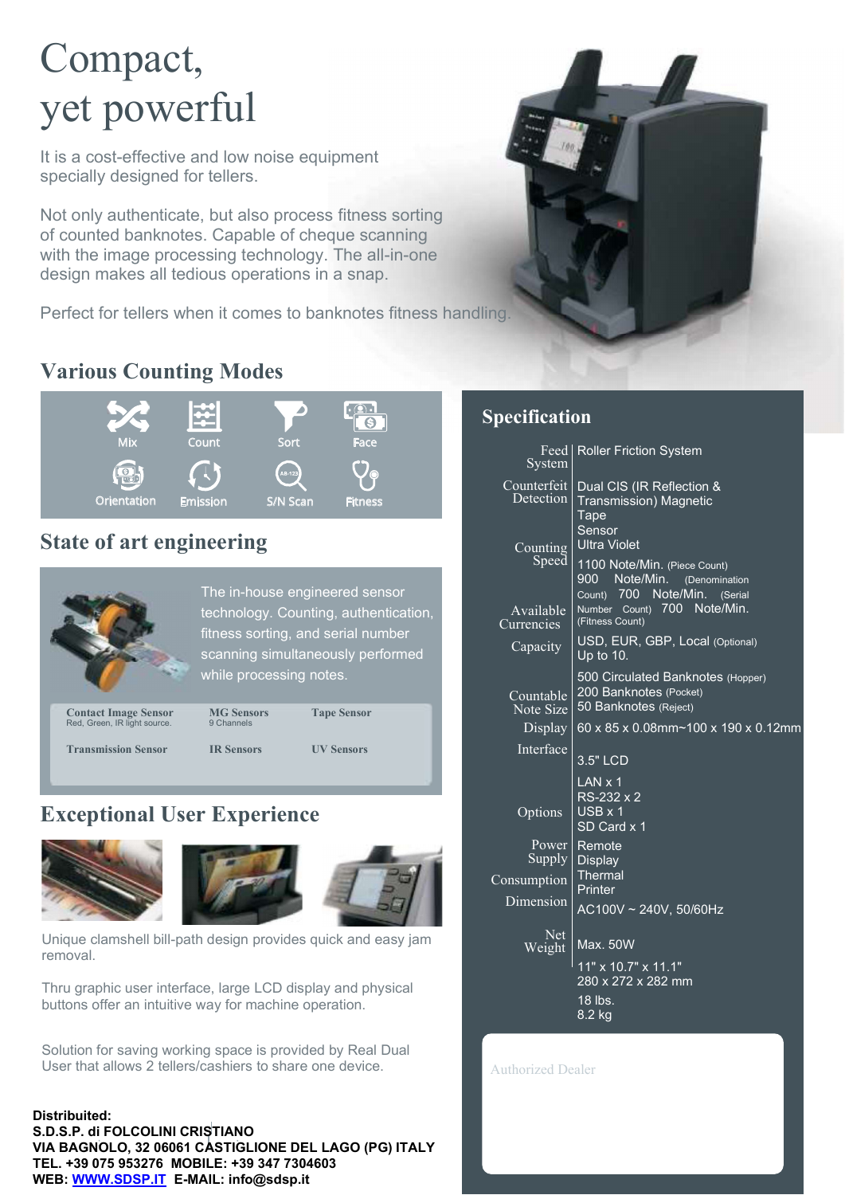# Compact, yet powerful

It is a cost-effective and low noise equipment specially designed for tellers.

Not only authenticate, but also process fitness sorting of counted banknotes. Capable of cheque scanning with the image processing technology. The all-in-one design makes all tedious operations in a snap.

Perfect for tellers when it comes to banknotes fitness handling.

## Various Counting Modes

Mix · Count · Sort · Face

Orientation · Emission · S/N Scan · Fitness

## State of art engineering

The in-house engineered sensor technology. Counting, authentication, fitness sorting, and serial number scanning simultaneously performed while processing notes.

| | | |
|---|---|---|
| **Contact Image Sensor** Red, Green, IR light source. | **MG Sensors** 9 Channels | **Tape Sensor** |
| **Transmission Sensor** | **IR Sensors** | **UV Sensors** |

## Exceptional User Experience

Unique clamshell bill-path design provides quick and easy jam removal.

Thru graphic user interface, large LCD display and physical buttons offer an intuitive way for machine operation.

Solution for saving working space is provided by Real Dual User that allows 2 tellers/cashiers to share one device.

## Specification

| | |
|---|---|
| Feed System | Roller Friction System |
| Counterfeit Detection | Dual CIS (IR Reflection & Transmission) Magnetic Tape Sensor Ultra Violet |
| Counting Speed | 1100 Note/Min. (Piece Count) 900 Note/Min. (Denomination Count) 700 Note/Min. (Serial Number Count) 700 Note/Min. (Fitness Count) |
| Available Currencies | USD, EUR, GBP, Local (Optional) Up to 10. |
| Capacity | 500 Circulated Banknotes (Hopper) 200 Banknotes (Pocket) 50 Banknotes (Reject) |
| Countable Note Size | 60 x 85 x 0.08mm~100 x 190 x 0.12mm |
| Display | 3.5" LCD |
| Interface | LAN x 1<br>RS-232 x 2<br>USB x 1<br>SD Card x 1 |
| Options | Remote Display<br>Thermal Printer |
| Power Supply | AC100V ~ 240V, 50/60Hz |
| Consumption | Max. 50W |
| Dimension | 11" x 10.7" x 11.1"<br>280 x 272 x 282 mm |
| Net Weight | 18 lbs.<br>8.2 kg |

Authorized Dealer

**Distribuited:**
**S.D.S.P. di FOLCOLINI CRISTIANO**
**VIA BAGNOLO, 32 06061 CASTIGLIONE DEL LAGO (PG) ITALY**
**TEL. +39 075 953276 MOBILE: +39 347 7304603**
**WEB: WWW.SDSP.IT E-MAIL: info@sdsp.it**